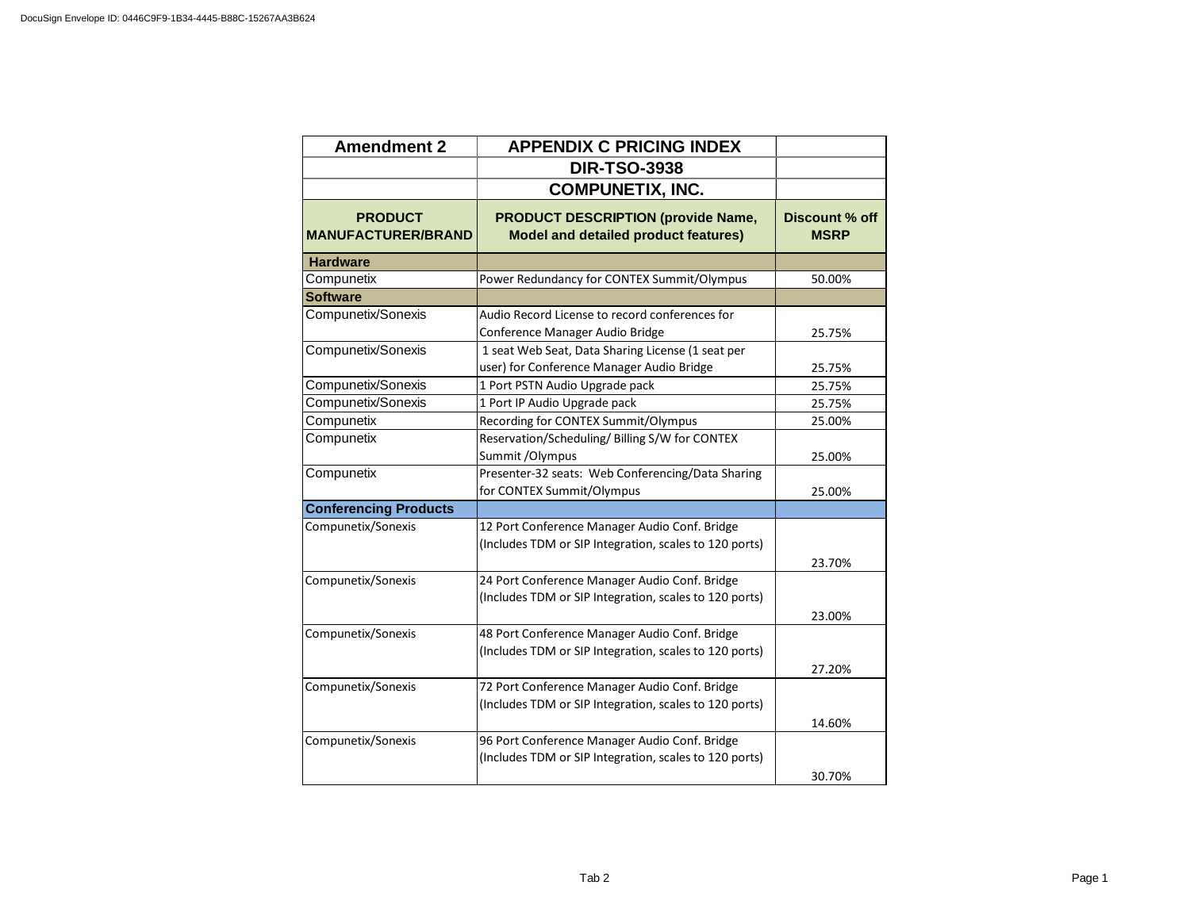| Amendment 2 | APPENDIX C PRICING INDEX | |
|---|---|---|
| | DIR-TSO-3938 | |
| | COMPUNETIX, INC. | |
| **PRODUCT MANUFACTURER/BRAND** | **PRODUCT DESCRIPTION (provide Name, Model and detailed product features)** | **Discount % off MSRP** |
| **Hardware** | | |
| Compunetix | Power Redundancy for CONTEX Summit/Olympus | 50.00% |
| **Software** | | |
| Compunetix/Sonexis | Audio Record License to record conferences for Conference Manager Audio Bridge | 25.75% |
| Compunetix/Sonexis | 1 seat Web Seat, Data Sharing License (1 seat per user) for Conference Manager Audio Bridge | 25.75% |
| Compunetix/Sonexis | 1 Port PSTN Audio Upgrade pack | 25.75% |
| Compunetix/Sonexis | 1 Port IP Audio Upgrade pack | 25.75% |
| Compunetix | Recording for CONTEX Summit/Olympus | 25.00% |
| Compunetix | Reservation/Scheduling/ Billing S/W for CONTEX Summit /Olympus | 25.00% |
| Compunetix | Presenter-32 seats: Web Conferencing/Data Sharing for CONTEX Summit/Olympus | 25.00% |
| **Conferencing Products** | | |
| Compunetix/Sonexis | 12 Port Conference Manager Audio Conf. Bridge (Includes TDM or SIP Integration, scales to 120 ports) | 23.70% |
| Compunetix/Sonexis | 24 Port Conference Manager Audio Conf. Bridge (Includes TDM or SIP Integration, scales to 120 ports) | 23.00% |
| Compunetix/Sonexis | 48 Port Conference Manager Audio Conf. Bridge (Includes TDM or SIP Integration, scales to 120 ports) | 27.20% |
| Compunetix/Sonexis | 72 Port Conference Manager Audio Conf. Bridge (Includes TDM or SIP Integration, scales to 120 ports) | 14.60% |
| Compunetix/Sonexis | 96 Port Conference Manager Audio Conf. Bridge (Includes TDM or SIP Integration, scales to 120 ports) | 30.70% |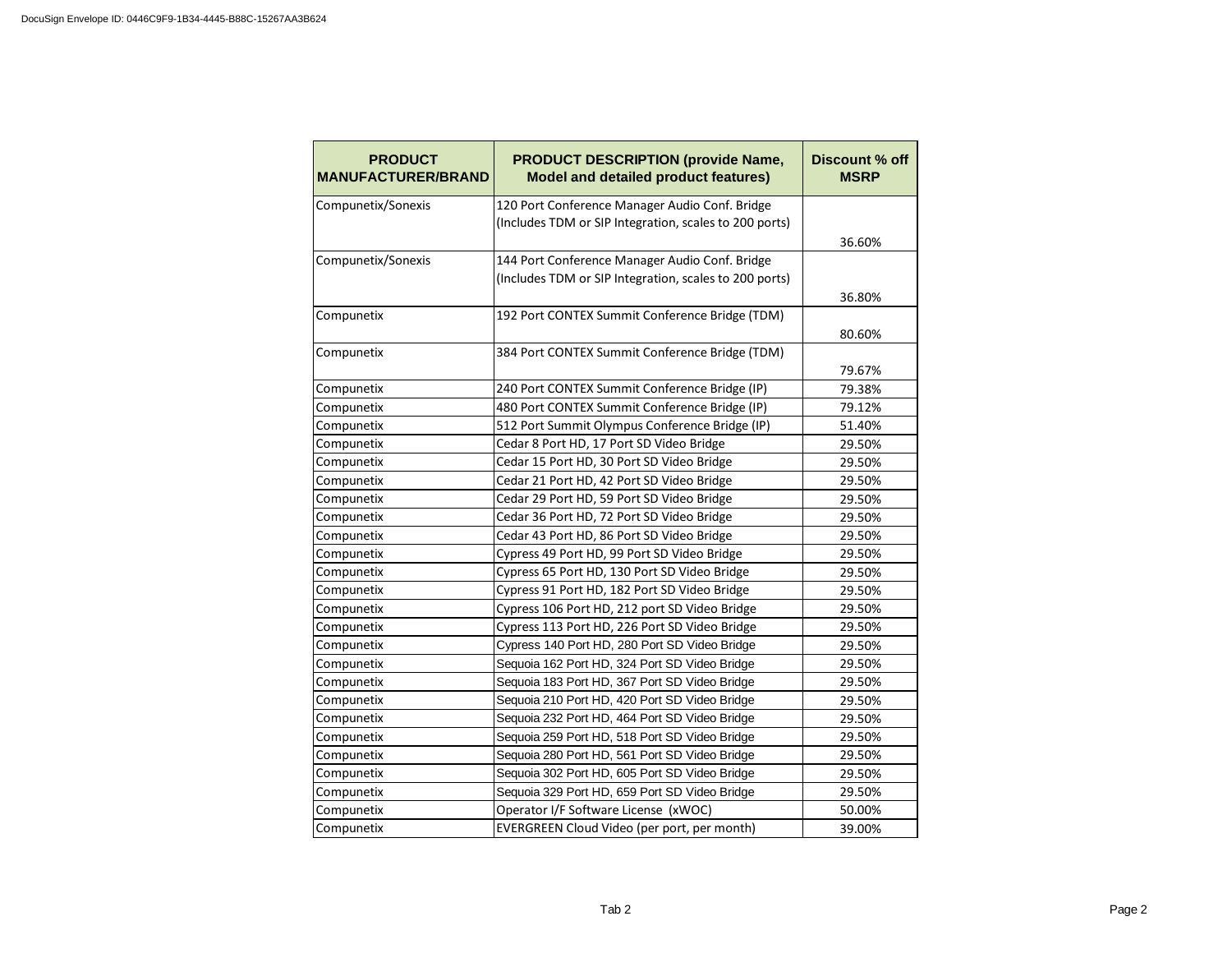| PRODUCT MANUFACTURER/BRAND | PRODUCT DESCRIPTION (provide Name, Model and detailed product features) | Discount % off MSRP |
|---|---|---|
| Compunetix/Sonexis | 120 Port Conference Manager Audio Conf. Bridge (Includes TDM or SIP Integration, scales to 200 ports) | 36.60% |
| Compunetix/Sonexis | 144 Port Conference Manager Audio Conf. Bridge (Includes TDM or SIP Integration, scales to 200 ports) | 36.80% |
| Compunetix | 192 Port CONTEX Summit Conference Bridge (TDM) | 80.60% |
| Compunetix | 384 Port CONTEX Summit Conference Bridge (TDM) | 79.67% |
| Compunetix | 240 Port CONTEX Summit Conference Bridge (IP) | 79.38% |
| Compunetix | 480 Port CONTEX Summit Conference Bridge (IP) | 79.12% |
| Compunetix | 512 Port Summit Olympus Conference Bridge (IP) | 51.40% |
| Compunetix | Cedar 8 Port HD, 17 Port SD Video Bridge | 29.50% |
| Compunetix | Cedar 15 Port HD, 30 Port SD Video Bridge | 29.50% |
| Compunetix | Cedar 21 Port HD, 42 Port SD Video Bridge | 29.50% |
| Compunetix | Cedar 29 Port HD, 59 Port SD Video Bridge | 29.50% |
| Compunetix | Cedar 36 Port HD, 72 Port SD Video Bridge | 29.50% |
| Compunetix | Cedar 43 Port HD, 86 Port SD Video Bridge | 29.50% |
| Compunetix | Cypress 49 Port HD, 99 Port SD Video Bridge | 29.50% |
| Compunetix | Cypress 65 Port HD, 130 Port SD Video Bridge | 29.50% |
| Compunetix | Cypress 91 Port HD, 182 Port SD Video Bridge | 29.50% |
| Compunetix | Cypress 106 Port HD, 212 port SD Video Bridge | 29.50% |
| Compunetix | Cypress 113 Port HD, 226 Port SD Video Bridge | 29.50% |
| Compunetix | Cypress 140 Port HD, 280 Port SD Video Bridge | 29.50% |
| Compunetix | Sequoia 162 Port HD, 324 Port SD Video Bridge | 29.50% |
| Compunetix | Sequoia 183 Port HD, 367 Port SD Video Bridge | 29.50% |
| Compunetix | Sequoia 210 Port HD, 420 Port SD Video Bridge | 29.50% |
| Compunetix | Sequoia 232 Port HD, 464 Port SD Video Bridge | 29.50% |
| Compunetix | Sequoia 259 Port HD, 518 Port SD Video Bridge | 29.50% |
| Compunetix | Sequoia 280 Port HD, 561 Port SD Video Bridge | 29.50% |
| Compunetix | Sequoia 302 Port HD, 605 Port SD Video Bridge | 29.50% |
| Compunetix | Sequoia 329 Port HD, 659 Port SD Video Bridge | 29.50% |
| Compunetix | Operator I/F Software License (xWOC) | 50.00% |
| Compunetix | EVERGREEN Cloud Video (per port, per month) | 39.00% |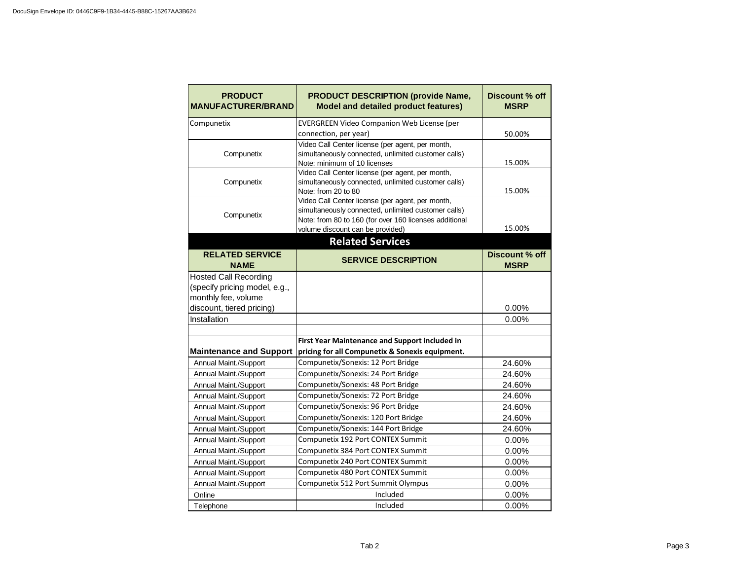| PRODUCT MANUFACTURER/BRAND | PRODUCT DESCRIPTION (provide Name, Model and detailed product features) | Discount % off MSRP |
| --- | --- | --- |
| Compunetix | EVERGREEN Video Companion Web License (per connection, per year) | 50.00% |
| Compunetix | Video Call Center license (per agent, per month, simultaneously connected, unlimited customer calls) Note: minimum of 10 licenses | 15.00% |
| Compunetix | Video Call Center license (per agent, per month, simultaneously connected, unlimited customer calls) Note: from 20 to 80 | 15.00% |
| Compunetix | Video Call Center license (per agent, per month, simultaneously connected, unlimited customer calls) Note: from 80 to 160 (for over 160 licenses additional volume discount can be provided) | 15.00% |

## Related Services

| RELATED SERVICE NAME | SERVICE DESCRIPTION | Discount % off MSRP |
| --- | --- | --- |
| Hosted Call Recording (specify pricing model, e.g., monthly fee, volume discount, tiered pricing) | | 0.00% |
| Installation | | 0.00% |
| | | |
| **Maintenance and Support** | **First Year Maintenance and Support included in pricing for all Compunetix & Sonexis equipment.** | |
| Annual Maint./Support | Compunetix/Sonexis: 12 Port Bridge | 24.60% |
| Annual Maint./Support | Compunetix/Sonexis: 24 Port Bridge | 24.60% |
| Annual Maint./Support | Compunetix/Sonexis: 48 Port Bridge | 24.60% |
| Annual Maint./Support | Compunetix/Sonexis: 72 Port Bridge | 24.60% |
| Annual Maint./Support | Compunetix/Sonexis: 96 Port Bridge | 24.60% |
| Annual Maint./Support | Compunetix/Sonexis: 120 Port Bridge | 24.60% |
| Annual Maint./Support | Compunetix/Sonexis: 144 Port Bridge | 24.60% |
| Annual Maint./Support | Compunetix 192 Port CONTEX Summit | 0.00% |
| Annual Maint./Support | Compunetix 384 Port CONTEX Summit | 0.00% |
| Annual Maint./Support | Compunetix 240 Port CONTEX Summit | 0.00% |
| Annual Maint./Support | Compunetix 480 Port CONTEX Summit | 0.00% |
| Annual Maint./Support | Compunetix 512 Port Summit Olympus | 0.00% |
| Online | Included | 0.00% |
| Telephone | Included | 0.00% |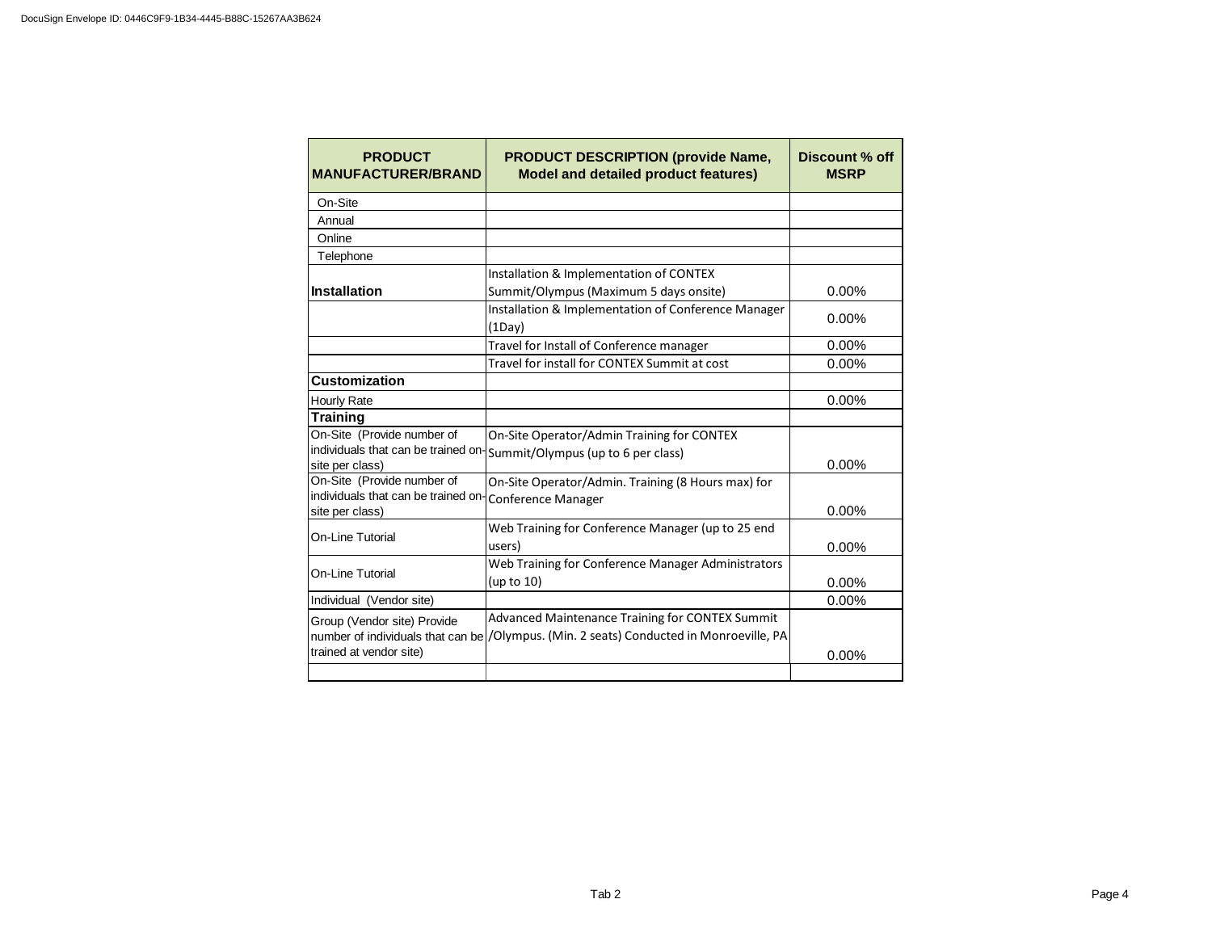| PRODUCT MANUFACTURER/BRAND | PRODUCT DESCRIPTION (provide Name, Model and detailed product features) | Discount % off MSRP |
|---|---|---|
| On-Site | | |
| Annual | | |
| Online | | |
| Telephone | | |
| **Installation** | Installation & Implementation of CONTEX Summit/Olympus (Maximum 5 days onsite) | 0.00% |
| | Installation & Implementation of Conference Manager (1Day) | 0.00% |
| | Travel for Install of Conference manager | 0.00% |
| | Travel for install for CONTEX Summit at cost | 0.00% |
| **Customization** | | |
| Hourly Rate | | 0.00% |
| **Training** | | |
| On-Site (Provide number of individuals that can be trained on-site per class) | On-Site Operator/Admin Training for CONTEX Summit/Olympus (up to 6 per class) | 0.00% |
| On-Site (Provide number of individuals that can be trained on-site per class) | On-Site Operator/Admin. Training (8 Hours max) for Conference Manager | 0.00% |
| On-Line Tutorial | Web Training for Conference Manager (up to 25 end users) | 0.00% |
| On-Line Tutorial | Web Training for Conference Manager Administrators (up to 10) | 0.00% |
| Individual (Vendor site) | | 0.00% |
| Group (Vendor site) Provide number of individuals that can be trained at vendor site) | Advanced Maintenance Training for CONTEX Summit /Olympus. (Min. 2 seats) Conducted in Monroeville, PA | 0.00% |
| | | |

Tab 2